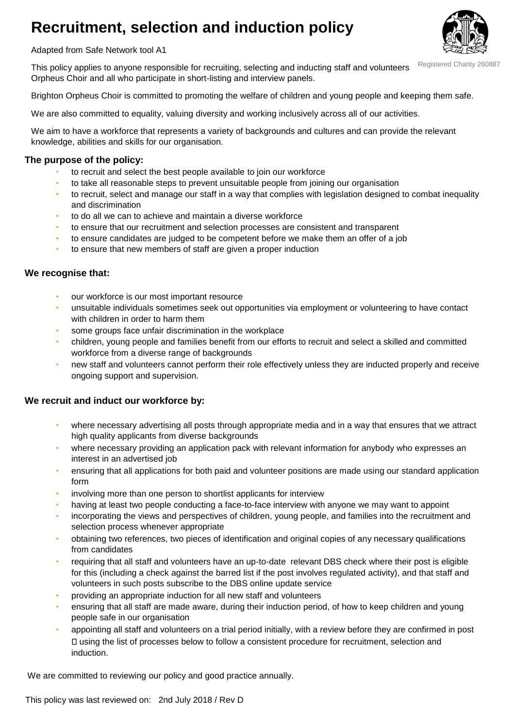# Recruitment, selection and induction policy

Adapted from Safe Network tool A1

Registered Charity 260887

This policy applies to anyone responsible for recruiting, selecting and inducting staff and volunteers Orpheus Choir and all who participate in short-listing and interview panels.

Brighton Orpheus Choir is committed to promoting the welfare of children and young people and keeping them safe.

We are also committed to equality, valuing diversity and working inclusively across all of our activities.

We aim to have a workforce that represents a variety of backgrounds and cultures and can provide the relevant knowledge, abilities and skills for our organisation.

### The purpose of the policy:

- to recruit and select the best people available to join our workforce
- to take all reasonable steps to prevent unsuitable people from joining our organisation
- to recruit, select and manage our staff in a way that complies with legislation designed to combat inequality and discrimination
- to do all we can to achieve and maintain a diverse workforce
- to ensure that our recruitment and selection processes are consistent and transparent
- to ensure candidates are judged to be competent before we make them an offer of a job
- to ensure that new members of staff are given a proper induction

### We recognise that:

- our workforce is our most important resource
- unsuitable individuals sometimes seek out opportunities via employment or volunteering to have contact with children in order to harm them
- some groups face unfair discrimination in the workplace
- children, young people and families benefit from our efforts to recruit and select a skilled and committed workforce from a diverse range of backgrounds
- new staff and volunteers cannot perform their role effectively unless they are inducted properly and receive ongoing support and supervision.

### We recruit and induct our workforce by:

- where necessary advertising all posts through appropriate media and in a way that ensures that we attract high quality applicants from diverse backgrounds
- where necessary providing an application pack with relevant information for anybody who expresses an interest in an advertised job
- ensuring that all applications for both paid and volunteer positions are made using our standard application form
- involving more than one person to shortlist applicants for interview
- having at least two people conducting a face-to-face interview with anyone we may want to appoint
- incorporating the views and perspectives of children, young people, and families into the recruitment and selection process whenever appropriate
- obtaining two references, two pieces of identification and original copies of any necessary qualifications from candidates
- requiring that all staff and volunteers have an up-to-date relevant DBS check where their post is eligible for this (including a check against the barred list if the post involves regulated activity), and that staff and volunteers in such posts subscribe to the DBS online update service
- providing an appropriate induction for all new staff and volunteers
- ensuring that all staff are made aware, during their induction period, of how to keep children and young people safe in our organisation
- appointing all staff and volunteers on a trial period initially, with a review before they are confirmed in post
- using the list of processes below to follow a consistent procedure for recruitment, selection and induction.

We are committed to reviewing our policy and good practice annually.

This policy was last reviewed on: 2nd July 2018 / Rev D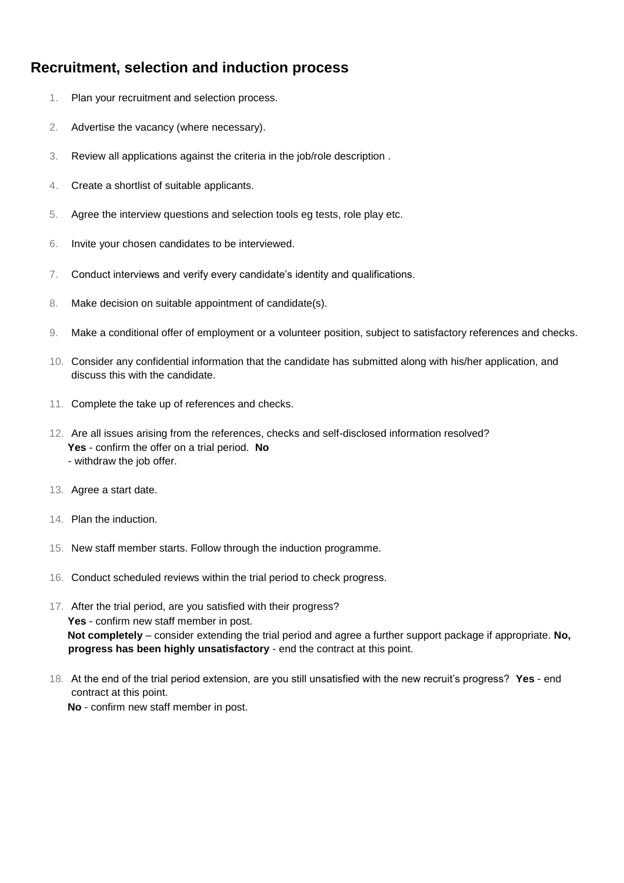## Recruitment, selection and induction process

1. Plan your recruitment and selection process.
2. Advertise the vacancy (where necessary).
3. Review all applications against the criteria in the job/role description .
4. Create a shortlist of suitable applicants.
5. Agree the interview questions and selection tools eg tests, role play etc.
6. Invite your chosen candidates to be interviewed.
7. Conduct interviews and verify every candidate's identity and qualifications.
8. Make decision on suitable appointment of candidate(s).
9. Make a conditional offer of employment or a volunteer position, subject to satisfactory references and checks.
10. Consider any confidential information that the candidate has submitted along with his/her application, and discuss this with the candidate.
11. Complete the take up of references and checks.
12. Are all issues arising from the references, checks and self-disclosed information resolved?
    **Yes** - confirm the offer on a trial period. **No** - withdraw the job offer.
13. Agree a start date.
14. Plan the induction.
15. New staff member starts. Follow through the induction programme.
16. Conduct scheduled reviews within the trial period to check progress.
17. After the trial period, are you satisfied with their progress?
    **Yes** - confirm new staff member in post.
    **Not completely** – consider extending the trial period and agree a further support package if appropriate. **No, progress has been highly unsatisfactory** - end the contract at this point.
18. At the end of the trial period extension, are you still unsatisfied with the new recruit's progress? **Yes** - end contract at this point.
    **No** - confirm new staff member in post.